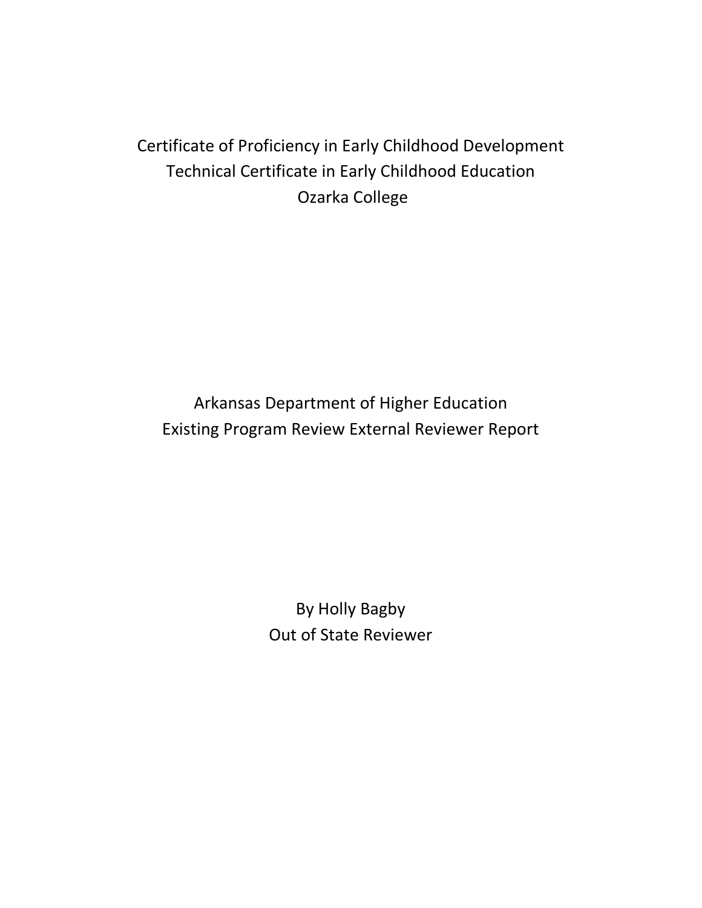# Certificate of Proficiency in Early Childhood Development
# Technical Certificate in Early Childhood Education
# Ozarka College

## Arkansas Department of Higher Education
## Existing Program Review External Reviewer Report

By Holly Bagby

Out of State Reviewer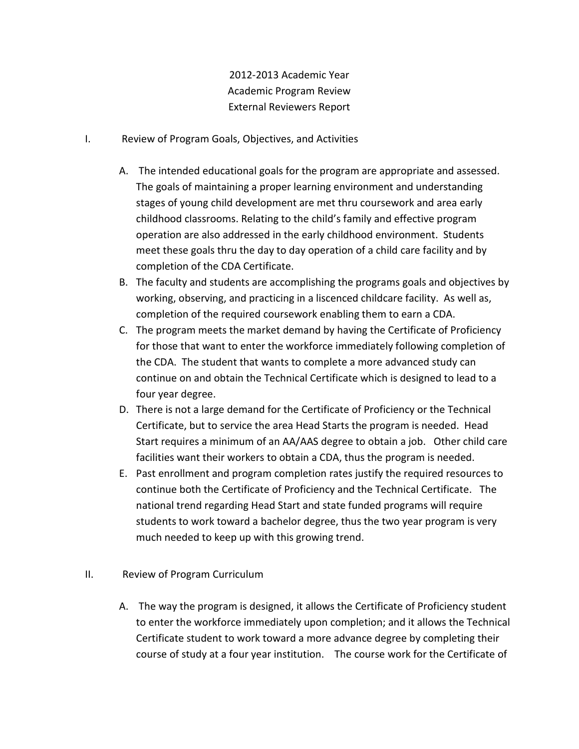2012-2013 Academic Year
Academic Program Review
External Reviewers Report

I. Review of Program Goals, Objectives, and Activities

A. The intended educational goals for the program are appropriate and assessed. The goals of maintaining a proper learning environment and understanding stages of young child development are met thru coursework and area early childhood classrooms. Relating to the child's family and effective program operation are also addressed in the early childhood environment. Students meet these goals thru the day to day operation of a child care facility and by completion of the CDA Certificate.

B. The faculty and students are accomplishing the programs goals and objectives by working, observing, and practicing in a liscenced childcare facility. As well as, completion of the required coursework enabling them to earn a CDA.

C. The program meets the market demand by having the Certificate of Proficiency for those that want to enter the workforce immediately following completion of the CDA. The student that wants to complete a more advanced study can continue on and obtain the Technical Certificate which is designed to lead to a four year degree.

D. There is not a large demand for the Certificate of Proficiency or the Technical Certificate, but to service the area Head Starts the program is needed. Head Start requires a minimum of an AA/AAS degree to obtain a job. Other child care facilities want their workers to obtain a CDA, thus the program is needed.

E. Past enrollment and program completion rates justify the required resources to continue both the Certificate of Proficiency and the Technical Certificate. The national trend regarding Head Start and state funded programs will require students to work toward a bachelor degree, thus the two year program is very much needed to keep up with this growing trend.

II. Review of Program Curriculum

A. The way the program is designed, it allows the Certificate of Proficiency student to enter the workforce immediately upon completion; and it allows the Technical Certificate student to work toward a more advance degree by completing their course of study at a four year institution. The course work for the Certificate of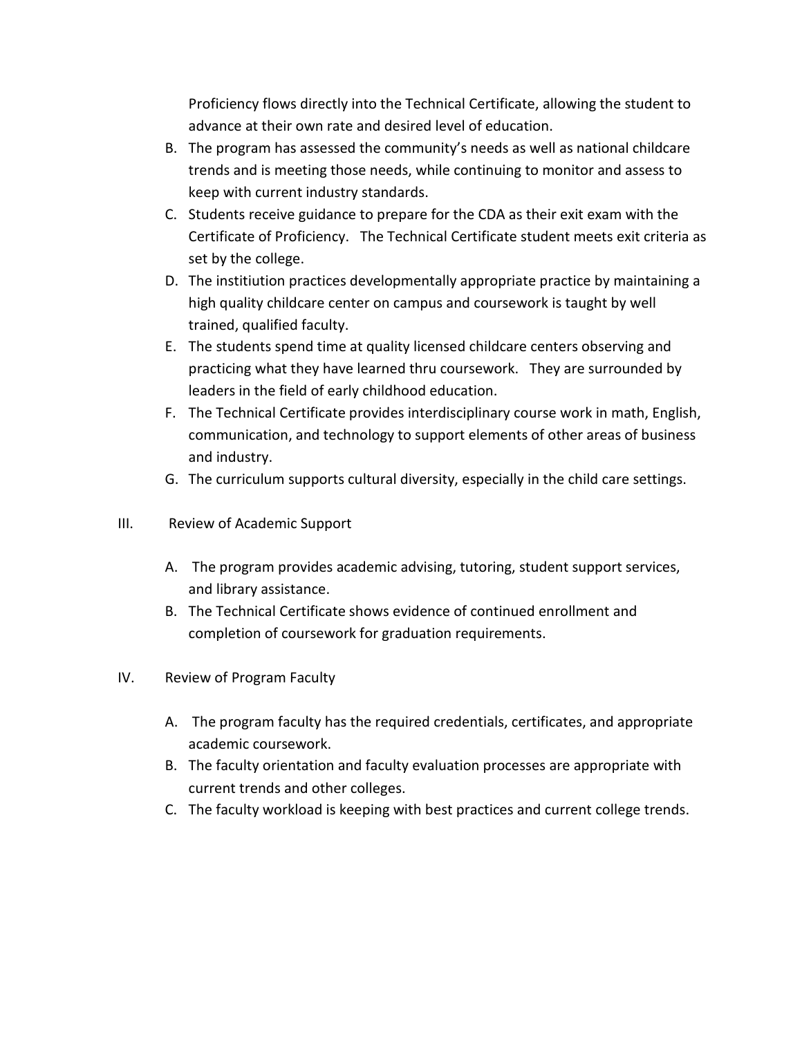Proficiency flows directly into the Technical Certificate, allowing the student to advance at their own rate and desired level of education.

B. The program has assessed the community's needs as well as national childcare trends and is meeting those needs, while continuing to monitor and assess to keep with current industry standards.

C. Students receive guidance to prepare for the CDA as their exit exam with the Certificate of Proficiency. The Technical Certificate student meets exit criteria as set by the college.

D. The instititution practices developmentally appropriate practice by maintaining a high quality childcare center on campus and coursework is taught by well trained, qualified faculty.

E. The students spend time at quality licensed childcare centers observing and practicing what they have learned thru coursework. They are surrounded by leaders in the field of early childhood education.

F. The Technical Certificate provides interdisciplinary course work in math, English, communication, and technology to support elements of other areas of business and industry.

G. The curriculum supports cultural diversity, especially in the child care settings.

III. Review of Academic Support

A. The program provides academic advising, tutoring, student support services, and library assistance.

B. The Technical Certificate shows evidence of continued enrollment and completion of coursework for graduation requirements.

IV. Review of Program Faculty

A. The program faculty has the required credentials, certificates, and appropriate academic coursework.

B. The faculty orientation and faculty evaluation processes are appropriate with current trends and other colleges.

C. The faculty workload is keeping with best practices and current college trends.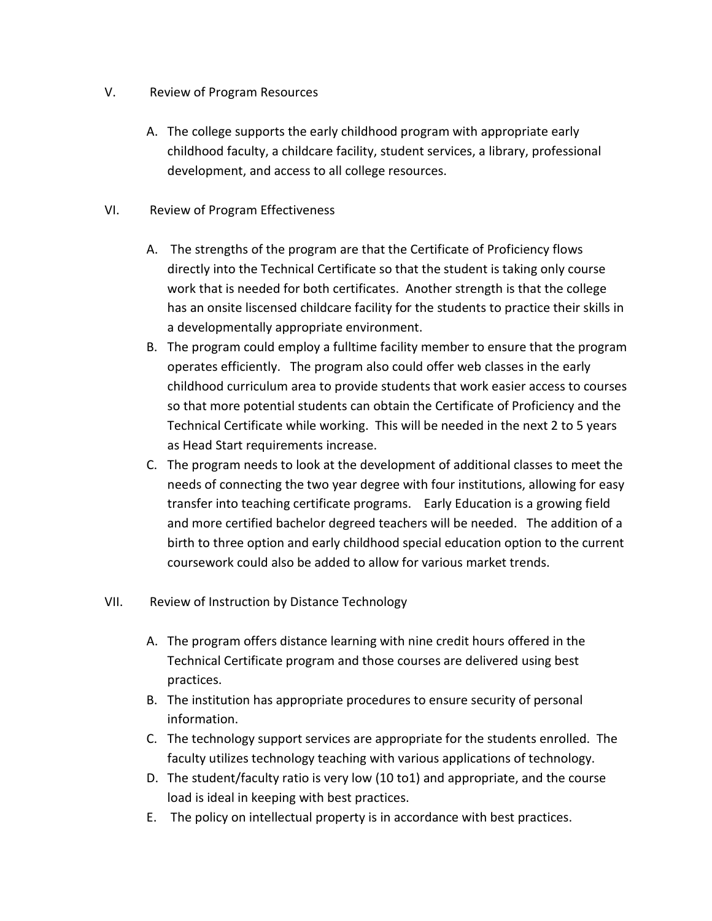## V. Review of Program Resources

A. The college supports the early childhood program with appropriate early childhood faculty, a childcare facility, student services, a library, professional development, and access to all college resources.

## VI. Review of Program Effectiveness

A. The strengths of the program are that the Certificate of Proficiency flows directly into the Technical Certificate so that the student is taking only course work that is needed for both certificates. Another strength is that the college has an onsite liscensed childcare facility for the students to practice their skills in a developmentally appropriate environment.

B. The program could employ a fulltime facility member to ensure that the program operates efficiently. The program also could offer web classes in the early childhood curriculum area to provide students that work easier access to courses so that more potential students can obtain the Certificate of Proficiency and the Technical Certificate while working. This will be needed in the next 2 to 5 years as Head Start requirements increase.

C. The program needs to look at the development of additional classes to meet the needs of connecting the two year degree with four institutions, allowing for easy transfer into teaching certificate programs. Early Education is a growing field and more certified bachelor degreed teachers will be needed. The addition of a birth to three option and early childhood special education option to the current coursework could also be added to allow for various market trends.

## VII. Review of Instruction by Distance Technology

A. The program offers distance learning with nine credit hours offered in the Technical Certificate program and those courses are delivered using best practices.

B. The institution has appropriate procedures to ensure security of personal information.

C. The technology support services are appropriate for the students enrolled. The faculty utilizes technology teaching with various applications of technology.

D. The student/faculty ratio is very low (10 to1) and appropriate, and the course load is ideal in keeping with best practices.

E. The policy on intellectual property is in accordance with best practices.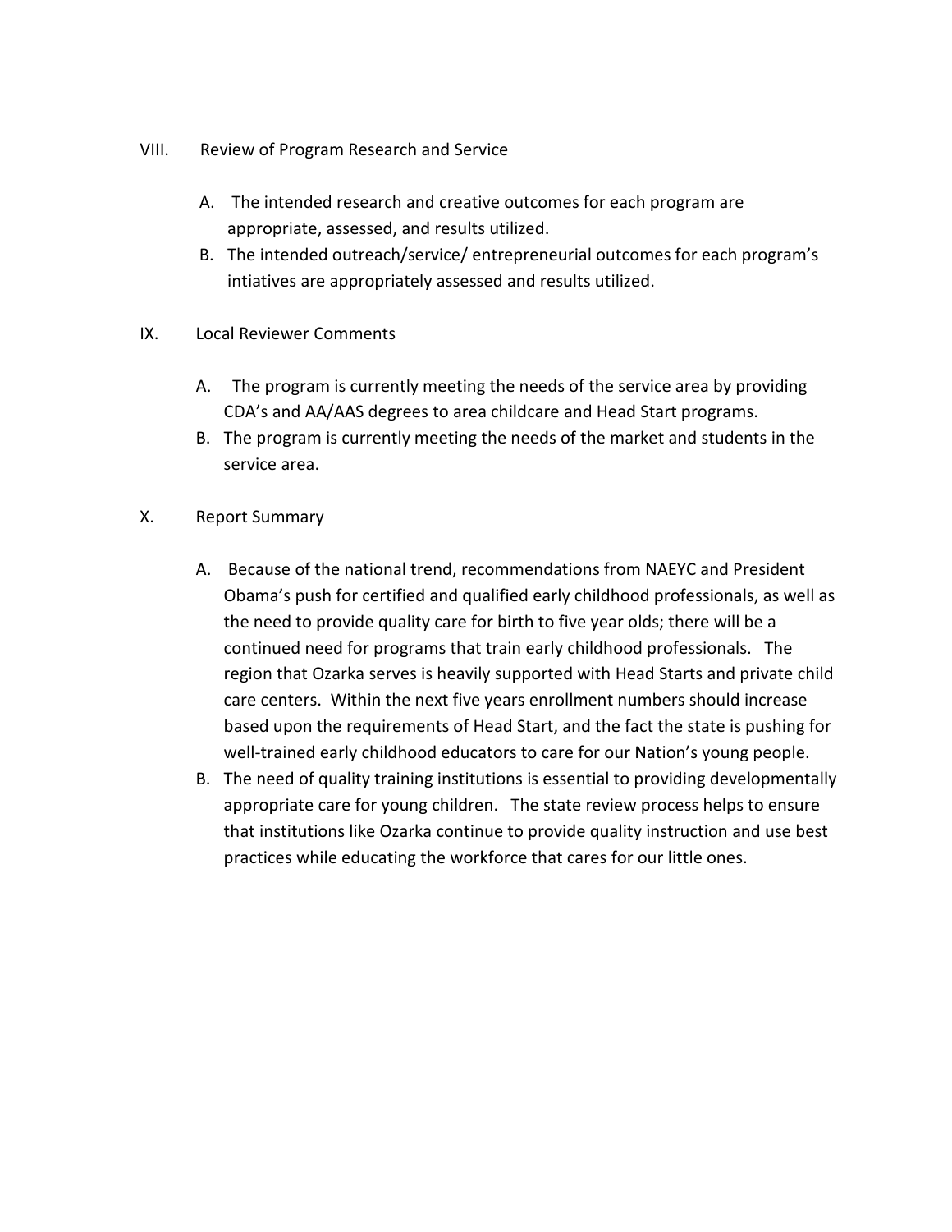VIII. Review of Program Research and Service

A. The intended research and creative outcomes for each program are appropriate, assessed, and results utilized.
B. The intended outreach/service/ entrepreneurial outcomes for each program's intiatives are appropriately assessed and results utilized.

IX. Local Reviewer Comments

A. The program is currently meeting the needs of the service area by providing CDA's and AA/AAS degrees to area childcare and Head Start programs.
B. The program is currently meeting the needs of the market and students in the service area.

X. Report Summary

A. Because of the national trend, recommendations from NAEYC and President Obama's push for certified and qualified early childhood professionals, as well as the need to provide quality care for birth to five year olds; there will be a continued need for programs that train early childhood professionals. The region that Ozarka serves is heavily supported with Head Starts and private child care centers. Within the next five years enrollment numbers should increase based upon the requirements of Head Start, and the fact the state is pushing for well-trained early childhood educators to care for our Nation's young people.
B. The need of quality training institutions is essential to providing developmentally appropriate care for young children. The state review process helps to ensure that institutions like Ozarka continue to provide quality instruction and use best practices while educating the workforce that cares for our little ones.